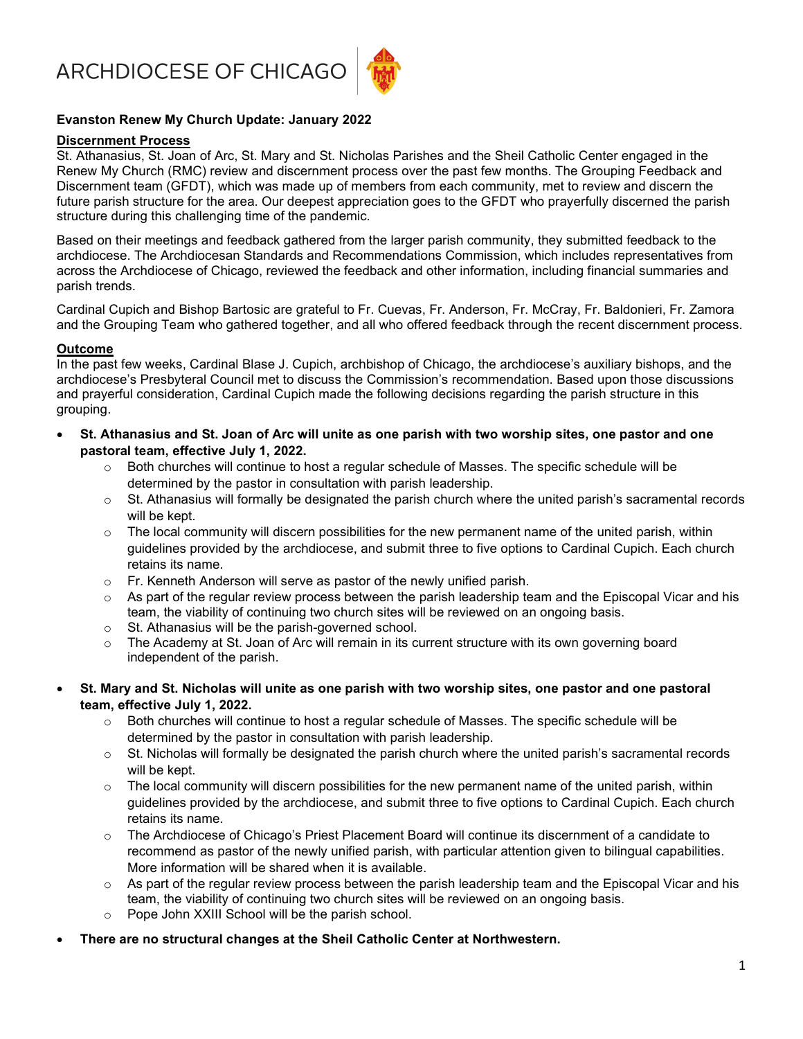# ARCHDIOCESE OF CHICAGO

**Evanston Renew My Church Update: January 2022**

**Discernment Process**

St. Athanasius, St. Joan of Arc, St. Mary and St. Nicholas Parishes and the Sheil Catholic Center engaged in the Renew My Church (RMC) review and discernment process over the past few months. The Grouping Feedback and Discernment team (GFDT), which was made up of members from each community, met to review and discern the future parish structure for the area. Our deepest appreciation goes to the GFDT who prayerfully discerned the parish structure during this challenging time of the pandemic.

Based on their meetings and feedback gathered from the larger parish community, they submitted feedback to the archdiocese. The Archdiocesan Standards and Recommendations Commission, which includes representatives from across the Archdiocese of Chicago, reviewed the feedback and other information, including financial summaries and parish trends.

Cardinal Cupich and Bishop Bartosic are grateful to Fr. Cuevas, Fr. Anderson, Fr. McCray, Fr. Baldonieri, Fr. Zamora and the Grouping Team who gathered together, and all who offered feedback through the recent discernment process.

**Outcome**

In the past few weeks, Cardinal Blase J. Cupich, archbishop of Chicago, the archdiocese's auxiliary bishops, and the archdiocese's Presbyteral Council met to discuss the Commission's recommendation. Based upon those discussions and prayerful consideration, Cardinal Cupich made the following decisions regarding the parish structure in this grouping.

- **St. Athanasius and St. Joan of Arc will unite as one parish with two worship sites, one pastor and one pastoral team, effective July 1, 2022.**
    - Both churches will continue to host a regular schedule of Masses. The specific schedule will be determined by the pastor in consultation with parish leadership.
    - St. Athanasius will formally be designated the parish church where the united parish's sacramental records will be kept.
    - The local community will discern possibilities for the new permanent name of the united parish, within guidelines provided by the archdiocese, and submit three to five options to Cardinal Cupich. Each church retains its name.
    - Fr. Kenneth Anderson will serve as pastor of the newly unified parish.
    - As part of the regular review process between the parish leadership team and the Episcopal Vicar and his team, the viability of continuing two church sites will be reviewed on an ongoing basis.
    - St. Athanasius will be the parish-governed school.
    - The Academy at St. Joan of Arc will remain in its current structure with its own governing board independent of the parish.
- **St. Mary and St. Nicholas will unite as one parish with two worship sites, one pastor and one pastoral team, effective July 1, 2022.**
    - Both churches will continue to host a regular schedule of Masses. The specific schedule will be determined by the pastor in consultation with parish leadership.
    - St. Nicholas will formally be designated the parish church where the united parish's sacramental records will be kept.
    - The local community will discern possibilities for the new permanent name of the united parish, within guidelines provided by the archdiocese, and submit three to five options to Cardinal Cupich. Each church retains its name.
    - The Archdiocese of Chicago's Priest Placement Board will continue its discernment of a candidate to recommend as pastor of the newly unified parish, with particular attention given to bilingual capabilities. More information will be shared when it is available.
    - As part of the regular review process between the parish leadership team and the Episcopal Vicar and his team, the viability of continuing two church sites will be reviewed on an ongoing basis.
    - Pope John XXIII School will be the parish school.
- **There are no structural changes at the Sheil Catholic Center at Northwestern.**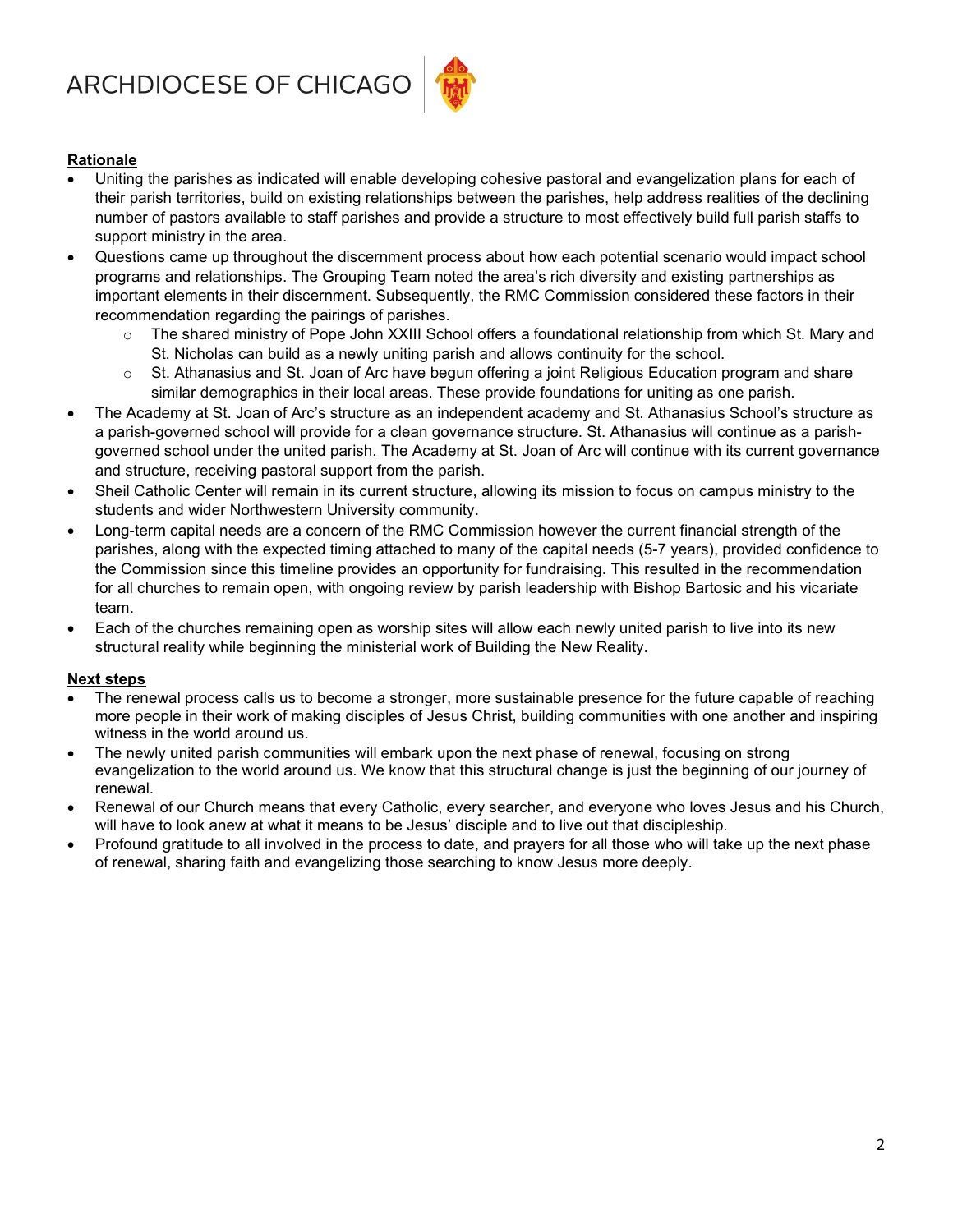**Rationale**

- Uniting the parishes as indicated will enable developing cohesive pastoral and evangelization plans for each of their parish territories, build on existing relationships between the parishes, help address realities of the declining number of pastors available to staff parishes and provide a structure to most effectively build full parish staffs to support ministry in the area.
- Questions came up throughout the discernment process about how each potential scenario would impact school programs and relationships. The Grouping Team noted the area's rich diversity and existing partnerships as important elements in their discernment. Subsequently, the RMC Commission considered these factors in their recommendation regarding the pairings of parishes.
    - The shared ministry of Pope John XXIII School offers a foundational relationship from which St. Mary and St. Nicholas can build as a newly uniting parish and allows continuity for the school.
    - St. Athanasius and St. Joan of Arc have begun offering a joint Religious Education program and share similar demographics in their local areas. These provide foundations for uniting as one parish.
- The Academy at St. Joan of Arc's structure as an independent academy and St. Athanasius School's structure as a parish-governed school will provide for a clean governance structure. St. Athanasius will continue as a parish-governed school under the united parish. The Academy at St. Joan of Arc will continue with its current governance and structure, receiving pastoral support from the parish.
- Sheil Catholic Center will remain in its current structure, allowing its mission to focus on campus ministry to the students and wider Northwestern University community.
- Long-term capital needs are a concern of the RMC Commission however the current financial strength of the parishes, along with the expected timing attached to many of the capital needs (5-7 years), provided confidence to the Commission since this timeline provides an opportunity for fundraising. This resulted in the recommendation for all churches to remain open, with ongoing review by parish leadership with Bishop Bartosic and his vicariate team.
- Each of the churches remaining open as worship sites will allow each newly united parish to live into its new structural reality while beginning the ministerial work of Building the New Reality.

**Next steps**

- The renewal process calls us to become a stronger, more sustainable presence for the future capable of reaching more people in their work of making disciples of Jesus Christ, building communities with one another and inspiring witness in the world around us.
- The newly united parish communities will embark upon the next phase of renewal, focusing on strong evangelization to the world around us. We know that this structural change is just the beginning of our journey of renewal.
- Renewal of our Church means that every Catholic, every searcher, and everyone who loves Jesus and his Church, will have to look anew at what it means to be Jesus' disciple and to live out that discipleship.
- Profound gratitude to all involved in the process to date, and prayers for all those who will take up the next phase of renewal, sharing faith and evangelizing those searching to know Jesus more deeply.